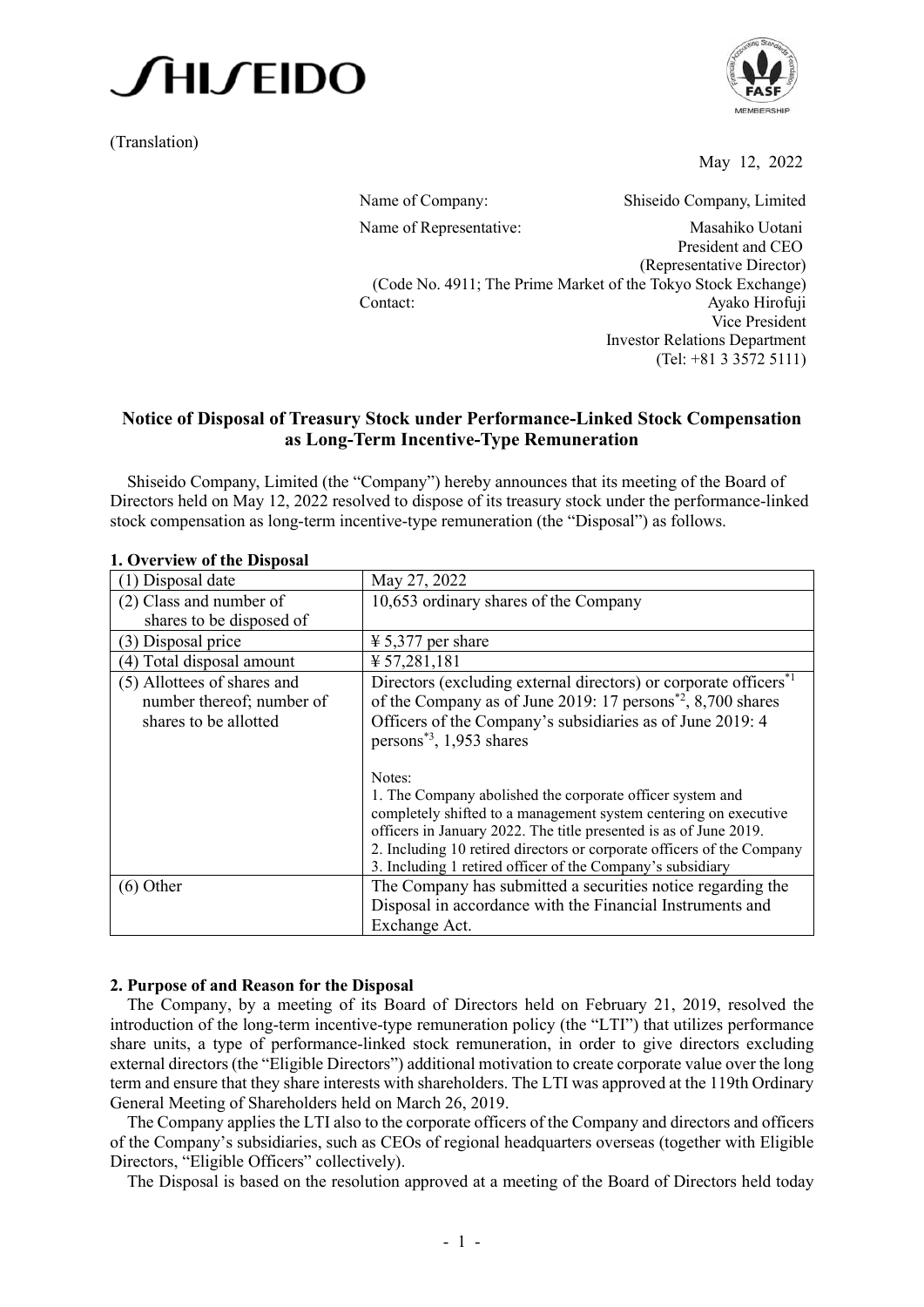(Translation)

May 12, 2022

Name of Company: Shiseido Company, Limited
Name of Representative: Masahiko Uotani
President and CEO
(Representative Director)
(Code No. 4911; The Prime Market of the Tokyo Stock Exchange)
Contact: Ayako Hirofuji
Vice President
Investor Relations Department
(Tel: +81 3 3572 5111)

## Notice of Disposal of Treasury Stock under Performance-Linked Stock Compensation as Long-Term Incentive-Type Remuneration

Shiseido Company, Limited (the "Company") hereby announces that its meeting of the Board of Directors held on May 12, 2022 resolved to dispose of its treasury stock under the performance-linked stock compensation as long-term incentive-type remuneration (the "Disposal") as follows.

### 1. Overview of the Disposal

| | |
|---|---|
| (1) Disposal date | May 27, 2022 |
| (2) Class and number of shares to be disposed of | 10,653 ordinary shares of the Company |
| (3) Disposal price | ¥ 5,377 per share |
| (4) Total disposal amount | ¥ 57,281,181 |
| (5) Allottees of shares and number thereof; number of shares to be allotted | Directors (excluding external directors) or corporate officers*1 of the Company as of June 2019: 17 persons*2, 8,700 shares<br>Officers of the Company's subsidiaries as of June 2019: 4 persons*3, 1,953 shares<br><br>Notes:<br>1. The Company abolished the corporate officer system and completely shifted to a management system centering on executive officers in January 2022. The title presented is as of June 2019.<br>2. Including 10 retired directors or corporate officers of the Company<br>3. Including 1 retired officer of the Company's subsidiary |
| (6) Other | The Company has submitted a securities notice regarding the Disposal in accordance with the Financial Instruments and Exchange Act. |

### 2. Purpose of and Reason for the Disposal

The Company, by a meeting of its Board of Directors held on February 21, 2019, resolved the introduction of the long-term incentive-type remuneration policy (the "LTI") that utilizes performance share units, a type of performance-linked stock remuneration, in order to give directors excluding external directors (the "Eligible Directors") additional motivation to create corporate value over the long term and ensure that they share interests with shareholders. The LTI was approved at the 119th Ordinary General Meeting of Shareholders held on March 26, 2019.

The Company applies the LTI also to the corporate officers of the Company and directors and officers of the Company's subsidiaries, such as CEOs of regional headquarters overseas (together with Eligible Directors, "Eligible Officers" collectively).

The Disposal is based on the resolution approved at a meeting of the Board of Directors held today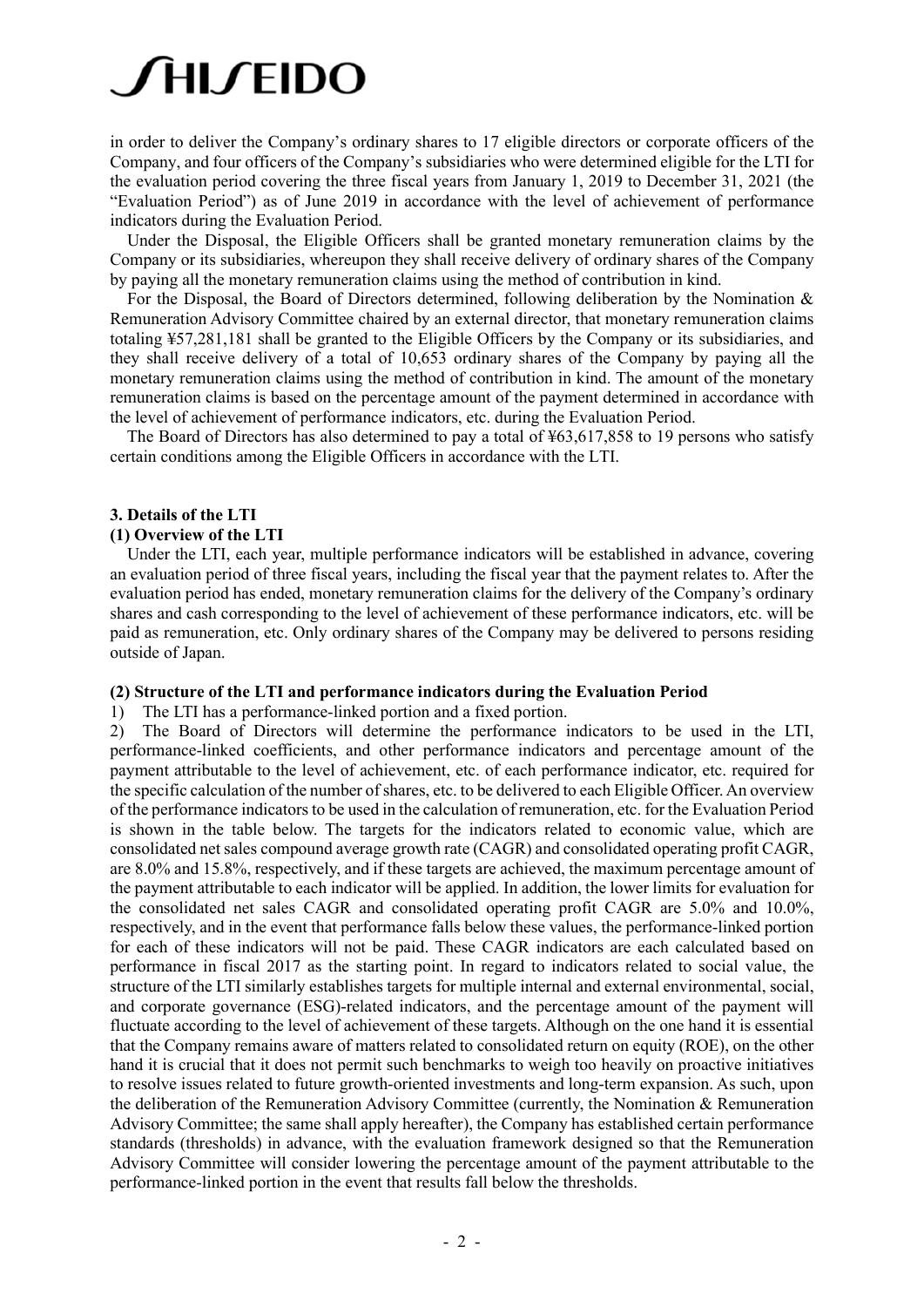in order to deliver the Company's ordinary shares to 17 eligible directors or corporate officers of the Company, and four officers of the Company's subsidiaries who were determined eligible for the LTI for the evaluation period covering the three fiscal years from January 1, 2019 to December 31, 2021 (the "Evaluation Period") as of June 2019 in accordance with the level of achievement of performance indicators during the Evaluation Period.

Under the Disposal, the Eligible Officers shall be granted monetary remuneration claims by the Company or its subsidiaries, whereupon they shall receive delivery of ordinary shares of the Company by paying all the monetary remuneration claims using the method of contribution in kind.

For the Disposal, the Board of Directors determined, following deliberation by the Nomination & Remuneration Advisory Committee chaired by an external director, that monetary remuneration claims totaling ¥57,281,181 shall be granted to the Eligible Officers by the Company or its subsidiaries, and they shall receive delivery of a total of 10,653 ordinary shares of the Company by paying all the monetary remuneration claims using the method of contribution in kind. The amount of the monetary remuneration claims is based on the percentage amount of the payment determined in accordance with the level of achievement of performance indicators, etc. during the Evaluation Period.

The Board of Directors has also determined to pay a total of ¥63,617,858 to 19 persons who satisfy certain conditions among the Eligible Officers in accordance with the LTI.

### 3. Details of the LTI

#### (1) Overview of the LTI

Under the LTI, each year, multiple performance indicators will be established in advance, covering an evaluation period of three fiscal years, including the fiscal year that the payment relates to. After the evaluation period has ended, monetary remuneration claims for the delivery of the Company's ordinary shares and cash corresponding to the level of achievement of these performance indicators, etc. will be paid as remuneration, etc. Only ordinary shares of the Company may be delivered to persons residing outside of Japan.

#### (2) Structure of the LTI and performance indicators during the Evaluation Period

1) The LTI has a performance-linked portion and a fixed portion.

2) The Board of Directors will determine the performance indicators to be used in the LTI, performance-linked coefficients, and other performance indicators and percentage amount of the payment attributable to the level of achievement, etc. of each performance indicator, etc. required for the specific calculation of the number of shares, etc. to be delivered to each Eligible Officer. An overview of the performance indicators to be used in the calculation of remuneration, etc. for the Evaluation Period is shown in the table below. The targets for the indicators related to economic value, which are consolidated net sales compound average growth rate (CAGR) and consolidated operating profit CAGR, are 8.0% and 15.8%, respectively, and if these targets are achieved, the maximum percentage amount of the payment attributable to each indicator will be applied. In addition, the lower limits for evaluation for the consolidated net sales CAGR and consolidated operating profit CAGR are 5.0% and 10.0%, respectively, and in the event that performance falls below these values, the performance-linked portion for each of these indicators will not be paid. These CAGR indicators are each calculated based on performance in fiscal 2017 as the starting point. In regard to indicators related to social value, the structure of the LTI similarly establishes targets for multiple internal and external environmental, social, and corporate governance (ESG)-related indicators, and the percentage amount of the payment will fluctuate according to the level of achievement of these targets. Although on the one hand it is essential that the Company remains aware of matters related to consolidated return on equity (ROE), on the other hand it is crucial that it does not permit such benchmarks to weigh too heavily on proactive initiatives to resolve issues related to future growth-oriented investments and long-term expansion. As such, upon the deliberation of the Remuneration Advisory Committee (currently, the Nomination & Remuneration Advisory Committee; the same shall apply hereafter), the Company has established certain performance standards (thresholds) in advance, with the evaluation framework designed so that the Remuneration Advisory Committee will consider lowering the percentage amount of the payment attributable to the performance-linked portion in the event that results fall below the thresholds.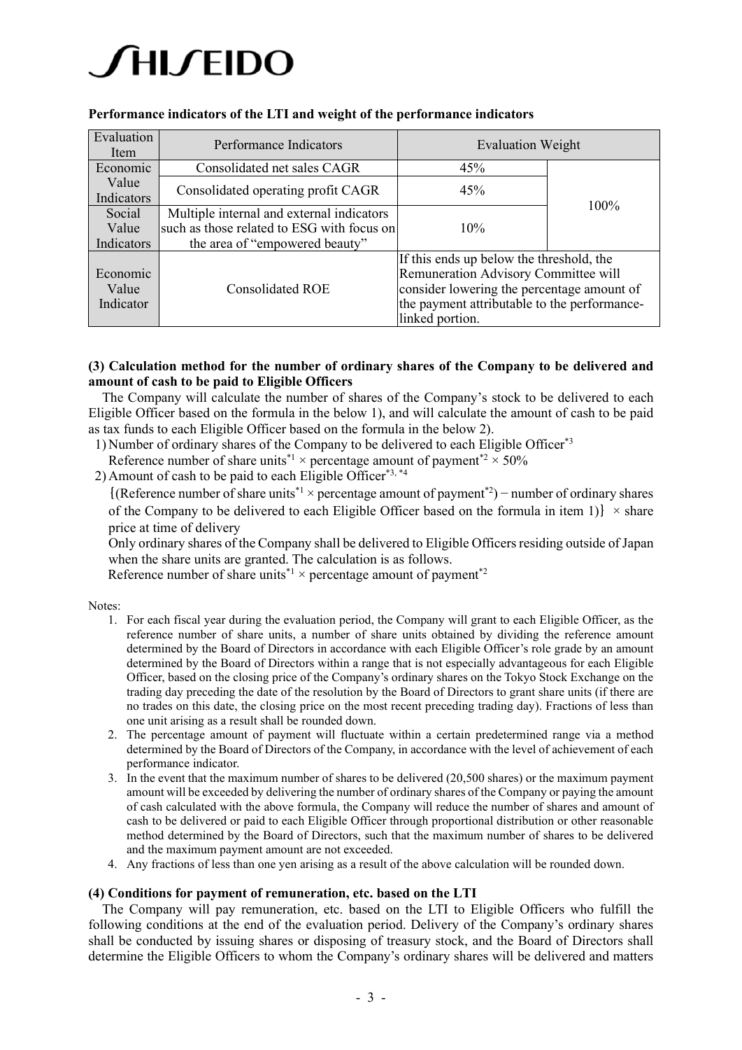**Performance indicators of the LTI and weight of the performance indicators**

| Evaluation Item | Performance Indicators | Evaluation Weight | |
|---|---|---|---|
| Economic Value Indicators | Consolidated net sales CAGR | 45% | 100% |
| | Consolidated operating profit CAGR | 45% | |
| Social Value Indicators | Multiple internal and external indicators such as those related to ESG with focus on the area of "empowered beauty" | 10% | |
| Economic Value Indicator | Consolidated ROE | If this ends up below the threshold, the Remuneration Advisory Committee will consider lowering the percentage amount of the payment attributable to the performance-linked portion. | |

**(3) Calculation method for the number of ordinary shares of the Company to be delivered and amount of cash to be paid to Eligible Officers**

The Company will calculate the number of shares of the Company's stock to be delivered to each Eligible Officer based on the formula in the below 1), and will calculate the amount of cash to be paid as tax funds to each Eligible Officer based on the formula in the below 2).

1) Number of ordinary shares of the Company to be delivered to each Eligible Officer*3
Reference number of share units*1 × percentage amount of payment*2 × 50%

2) Amount of cash to be paid to each Eligible Officer*3, *4
{(Reference number of share units*1 × percentage amount of payment*2) − number of ordinary shares of the Company to be delivered to each Eligible Officer based on the formula in item 1)} × share price at time of delivery
Only ordinary shares of the Company shall be delivered to Eligible Officers residing outside of Japan when the share units are granted. The calculation is as follows.
Reference number of share units*1 × percentage amount of payment*2

Notes:

1. For each fiscal year during the evaluation period, the Company will grant to each Eligible Officer, as the reference number of share units, a number of share units obtained by dividing the reference amount determined by the Board of Directors in accordance with each Eligible Officer's role grade by an amount determined by the Board of Directors within a range that is not especially advantageous for each Eligible Officer, based on the closing price of the Company's ordinary shares on the Tokyo Stock Exchange on the trading day preceding the date of the resolution by the Board of Directors to grant share units (if there are no trades on this date, the closing price on the most recent preceding trading day). Fractions of less than one unit arising as a result shall be rounded down.
2. The percentage amount of payment will fluctuate within a certain predetermined range via a method determined by the Board of Directors of the Company, in accordance with the level of achievement of each performance indicator.
3. In the event that the maximum number of shares to be delivered (20,500 shares) or the maximum payment amount will be exceeded by delivering the number of ordinary shares of the Company or paying the amount of cash calculated with the above formula, the Company will reduce the number of shares and amount of cash to be delivered or paid to each Eligible Officer through proportional distribution or other reasonable method determined by the Board of Directors, such that the maximum number of shares to be delivered and the maximum payment amount are not exceeded.
4. Any fractions of less than one yen arising as a result of the above calculation will be rounded down.

**(4) Conditions for payment of remuneration, etc. based on the LTI**

The Company will pay remuneration, etc. based on the LTI to Eligible Officers who fulfill the following conditions at the end of the evaluation period. Delivery of the Company's ordinary shares shall be conducted by issuing shares or disposing of treasury stock, and the Board of Directors shall determine the Eligible Officers to whom the Company's ordinary shares will be delivered and matters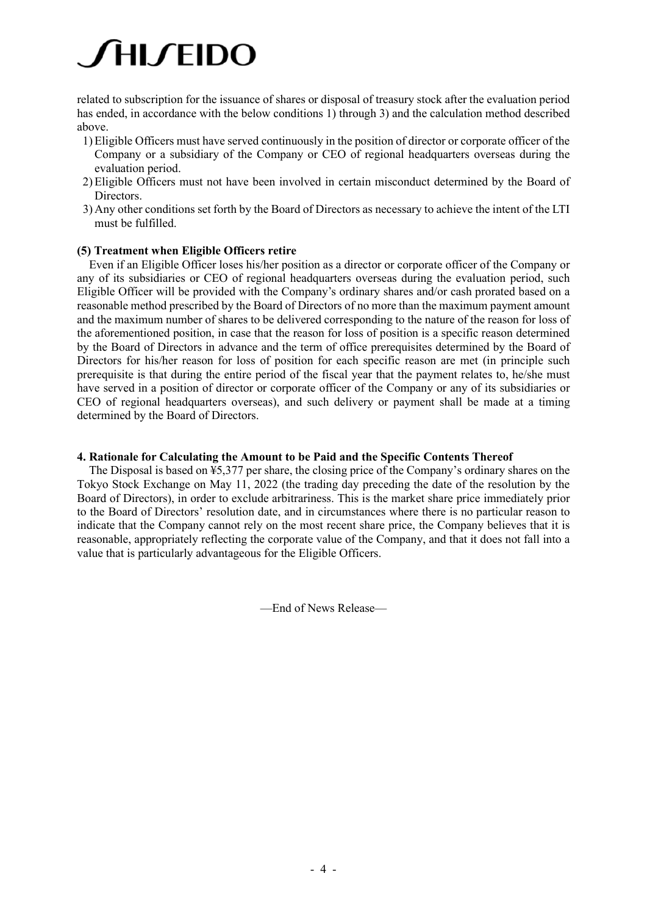related to subscription for the issuance of shares or disposal of treasury stock after the evaluation period has ended, in accordance with the below conditions 1) through 3) and the calculation method described above.

1) Eligible Officers must have served continuously in the position of director or corporate officer of the Company or a subsidiary of the Company or CEO of regional headquarters overseas during the evaluation period.
2) Eligible Officers must not have been involved in certain misconduct determined by the Board of Directors.
3) Any other conditions set forth by the Board of Directors as necessary to achieve the intent of the LTI must be fulfilled.

**(5) Treatment when Eligible Officers retire**

Even if an Eligible Officer loses his/her position as a director or corporate officer of the Company or any of its subsidiaries or CEO of regional headquarters overseas during the evaluation period, such Eligible Officer will be provided with the Company's ordinary shares and/or cash prorated based on a reasonable method prescribed by the Board of Directors of no more than the maximum payment amount and the maximum number of shares to be delivered corresponding to the nature of the reason for loss of the aforementioned position, in case that the reason for loss of position is a specific reason determined by the Board of Directors in advance and the term of office prerequisites determined by the Board of Directors for his/her reason for loss of position for each specific reason are met (in principle such prerequisite is that during the entire period of the fiscal year that the payment relates to, he/she must have served in a position of director or corporate officer of the Company or any of its subsidiaries or CEO of regional headquarters overseas), and such delivery or payment shall be made at a timing determined by the Board of Directors.

**4. Rationale for Calculating the Amount to be Paid and the Specific Contents Thereof**

The Disposal is based on ¥5,377 per share, the closing price of the Company's ordinary shares on the Tokyo Stock Exchange on May 11, 2022 (the trading day preceding the date of the resolution by the Board of Directors), in order to exclude arbitrariness. This is the market share price immediately prior to the Board of Directors' resolution date, and in circumstances where there is no particular reason to indicate that the Company cannot rely on the most recent share price, the Company believes that it is reasonable, appropriately reflecting the corporate value of the Company, and that it does not fall into a value that is particularly advantageous for the Eligible Officers.

—End of News Release—